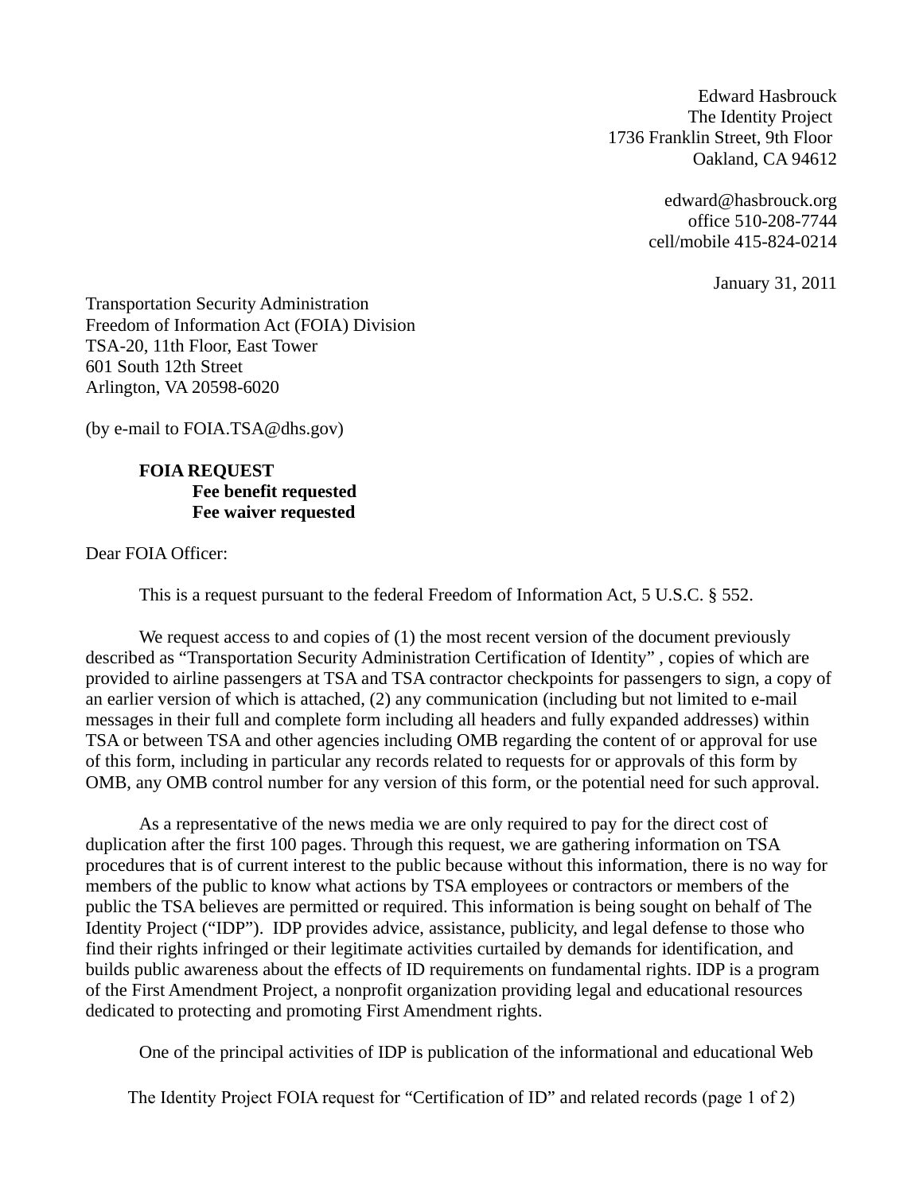Edward Hasbrouck
The Identity Project
1736 Franklin Street, 9th Floor
Oakland, CA 94612

edward@hasbrouck.org
office 510-208-7744
cell/mobile 415-824-0214

January 31, 2011

Transportation Security Administration
Freedom of Information Act (FOIA) Division
TSA-20, 11th Floor, East Tower
601 South 12th Street
Arlington, VA 20598-6020

(by e-mail to FOIA.TSA@dhs.gov)

**FOIA REQUEST**
**Fee benefit requested**
**Fee waiver requested**

Dear FOIA Officer:

This is a request pursuant to the federal Freedom of Information Act, 5 U.S.C. § 552.

We request access to and copies of (1) the most recent version of the document previously described as "Transportation Security Administration Certification of Identity" , copies of which are provided to airline passengers at TSA and TSA contractor checkpoints for passengers to sign, a copy of an earlier version of which is attached, (2) any communication (including but not limited to e-mail messages in their full and complete form including all headers and fully expanded addresses) within TSA or between TSA and other agencies including OMB regarding the content of or approval for use of this form, including in particular any records related to requests for or approvals of this form by OMB, any OMB control number for any version of this form, or the potential need for such approval.

As a representative of the news media we are only required to pay for the direct cost of duplication after the first 100 pages. Through this request, we are gathering information on TSA procedures that is of current interest to the public because without this information, there is no way for members of the public to know what actions by TSA employees or contractors or members of the public the TSA believes are permitted or required. This information is being sought on behalf of The Identity Project ("IDP"). IDP provides advice, assistance, publicity, and legal defense to those who find their rights infringed or their legitimate activities curtailed by demands for identification, and builds public awareness about the effects of ID requirements on fundamental rights. IDP is a program of the First Amendment Project, a nonprofit organization providing legal and educational resources dedicated to protecting and promoting First Amendment rights.

One of the principal activities of IDP is publication of the informational and educational Web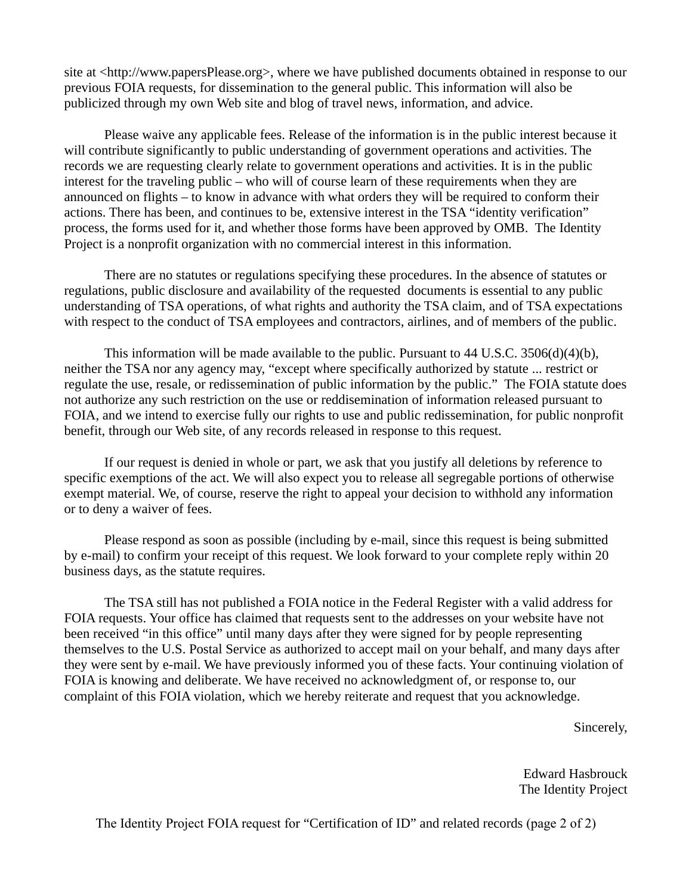site at <http://www.papersPlease.org>, where we have published documents obtained in response to our previous FOIA requests, for dissemination to the general public. This information will also be publicized through my own Web site and blog of travel news, information, and advice.

Please waive any applicable fees. Release of the information is in the public interest because it will contribute significantly to public understanding of government operations and activities. The records we are requesting clearly relate to government operations and activities. It is in the public interest for the traveling public – who will of course learn of these requirements when they are announced on flights – to know in advance with what orders they will be required to conform their actions. There has been, and continues to be, extensive interest in the TSA "identity verification" process, the forms used for it, and whether those forms have been approved by OMB. The Identity Project is a nonprofit organization with no commercial interest in this information.

There are no statutes or regulations specifying these procedures. In the absence of statutes or regulations, public disclosure and availability of the requested documents is essential to any public understanding of TSA operations, of what rights and authority the TSA claim, and of TSA expectations with respect to the conduct of TSA employees and contractors, airlines, and of members of the public.

This information will be made available to the public. Pursuant to 44 U.S.C. 3506(d)(4)(b), neither the TSA nor any agency may, "except where specifically authorized by statute ... restrict or regulate the use, resale, or redissemination of public information by the public." The FOIA statute does not authorize any such restriction on the use or reddisemination of information released pursuant to FOIA, and we intend to exercise fully our rights to use and public redissemination, for public nonprofit benefit, through our Web site, of any records released in response to this request.

If our request is denied in whole or part, we ask that you justify all deletions by reference to specific exemptions of the act. We will also expect you to release all segregable portions of otherwise exempt material. We, of course, reserve the right to appeal your decision to withhold any information or to deny a waiver of fees.

Please respond as soon as possible (including by e-mail, since this request is being submitted by e-mail) to confirm your receipt of this request. We look forward to your complete reply within 20 business days, as the statute requires.

The TSA still has not published a FOIA notice in the Federal Register with a valid address for FOIA requests. Your office has claimed that requests sent to the addresses on your website have not been received "in this office" until many days after they were signed for by people representing themselves to the U.S. Postal Service as authorized to accept mail on your behalf, and many days after they were sent by e-mail. We have previously informed you of these facts. Your continuing violation of FOIA is knowing and deliberate. We have received no acknowledgment of, or response to, our complaint of this FOIA violation, which we hereby reiterate and request that you acknowledge.

Sincerely,

Edward Hasbrouck
The Identity Project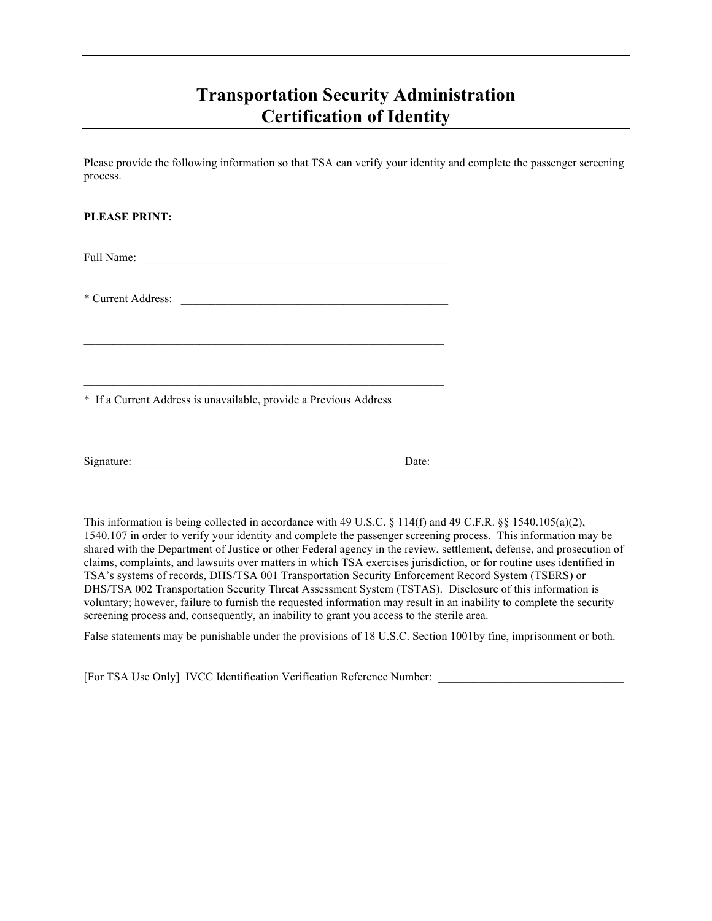# Transportation Security Administration
# Certification of Identity

Please provide the following information so that TSA can verify your identity and complete the passenger screening process.

**PLEASE PRINT:**

Full Name: ______________________________________________________

* Current Address: _______________________________________________

_________________________________________________________________

_________________________________________________________________

* If a Current Address is unavailable, provide a Previous Address

Signature: ______________________________________________ Date: ________________________

This information is being collected in accordance with 49 U.S.C. § 114(f) and 49 C.F.R. §§ 1540.105(a)(2), 1540.107 in order to verify your identity and complete the passenger screening process. This information may be shared with the Department of Justice or other Federal agency in the review, settlement, defense, and prosecution of claims, complaints, and lawsuits over matters in which TSA exercises jurisdiction, or for routine uses identified in TSA's systems of records, DHS/TSA 001 Transportation Security Enforcement Record System (TSERS) or DHS/TSA 002 Transportation Security Threat Assessment System (TSTAS). Disclosure of this information is voluntary; however, failure to furnish the requested information may result in an inability to complete the security screening process and, consequently, an inability to grant you access to the sterile area.

False statements may be punishable under the provisions of 18 U.S.C. Section 1001by fine, imprisonment or both.

[For TSA Use Only] IVCC Identification Verification Reference Number: ________________________________